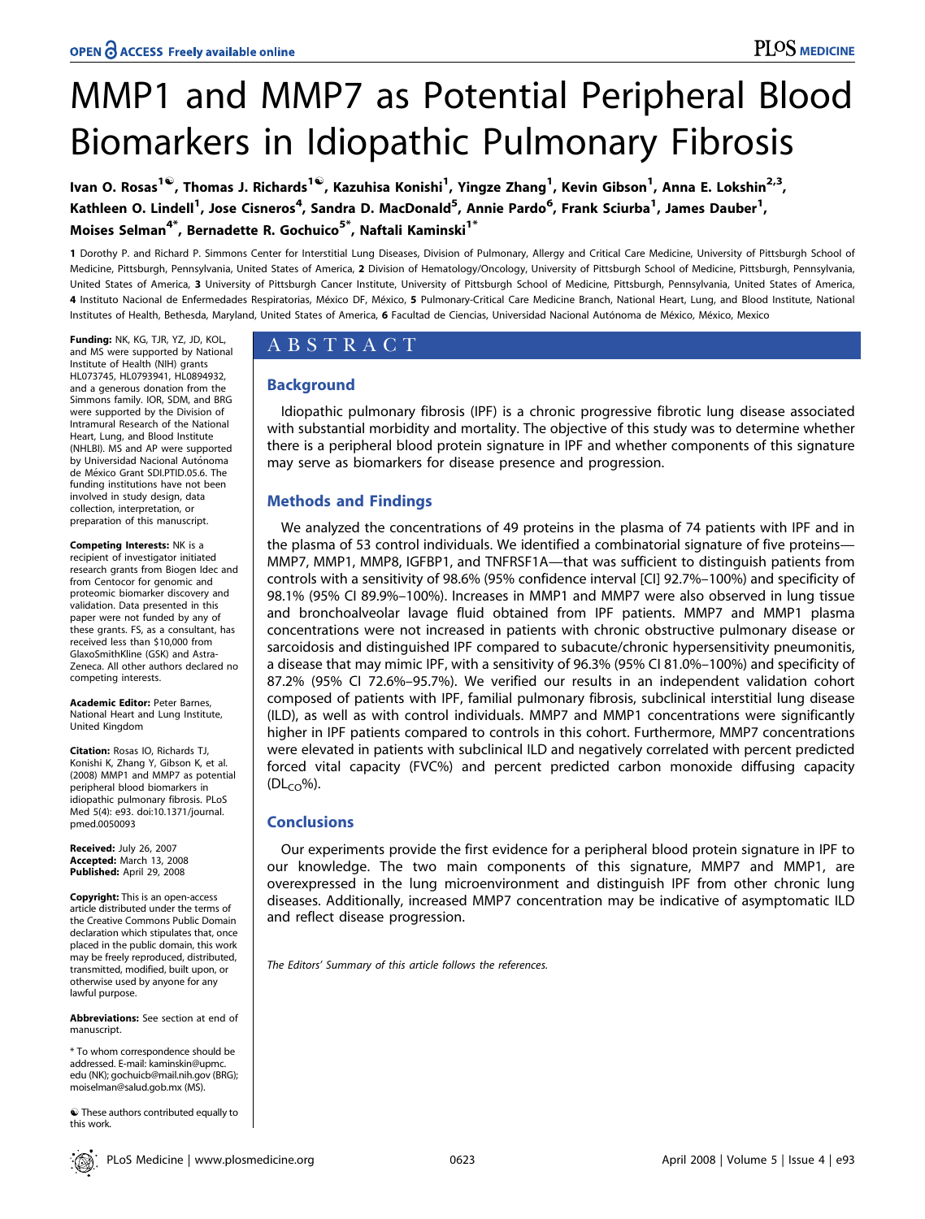# MMP1 and MMP7 as Potential Peripheral Blood Biomarkers in Idiopathic Pulmonary Fibrosis

Ivan O. Rosas[1☯], Thomas J. Richards[1☯], Kazuhisa Konishi[1], Yingze Zhang[1], Kevin Gibson[1], Anna E. Lokshin[2,3], Kathleen O. Lindell[1], Jose Cisneros[4], Sandra D. MacDonald[5], Annie Pardo[6], Frank Sciurba[1], James Dauber[1], Moises Selman[4*], Bernadette R. Gochuico[5*], Naftali Kaminski[1*]

**1** Dorothy P. and Richard P. Simmons Center for Interstitial Lung Diseases, Division of Pulmonary, Allergy and Critical Care Medicine, University of Pittsburgh School of Medicine, Pittsburgh, Pennsylvania, United States of America, **2** Division of Hematology/Oncology, University of Pittsburgh School of Medicine, Pittsburgh, Pennsylvania, United States of America, **3** University of Pittsburgh Cancer Institute, University of Pittsburgh School of Medicine, Pittsburgh, Pennsylvania, United States of America, **4** Instituto Nacional de Enfermedades Respiratorias, México DF, México, **5** Pulmonary-Critical Care Medicine Branch, National Heart, Lung, and Blood Institute, National Institutes of Health, Bethesda, Maryland, United States of America, **6** Facultad de Ciencias, Universidad Nacional Autónoma de México, México, Mexico

## ABSTRACT

### Background

Idiopathic pulmonary fibrosis (IPF) is a chronic progressive fibrotic lung disease associated with substantial morbidity and mortality. The objective of this study was to determine whether there is a peripheral blood protein signature in IPF and whether components of this signature may serve as biomarkers for disease presence and progression.

### Methods and Findings

We analyzed the concentrations of 49 proteins in the plasma of 74 patients with IPF and in the plasma of 53 control individuals. We identified a combinatorial signature of five proteins—MMP7, MMP1, MMP8, IGFBP1, and TNFRSF1A—that was sufficient to distinguish patients from controls with a sensitivity of 98.6% (95% confidence interval [CI] 92.7%–100%) and specificity of 98.1% (95% CI 89.9%–100%). Increases in MMP1 and MMP7 were also observed in lung tissue and bronchoalveolar lavage fluid obtained from IPF patients. MMP7 and MMP1 plasma concentrations were not increased in patients with chronic obstructive pulmonary disease or sarcoidosis and distinguished IPF compared to subacute/chronic hypersensitivity pneumonitis, a disease that may mimic IPF, with a sensitivity of 96.3% (95% CI 81.0%–100%) and specificity of 87.2% (95% CI 72.6%–95.7%). We verified our results in an independent validation cohort composed of patients with IPF, familial pulmonary fibrosis, subclinical interstitial lung disease (ILD), as well as with control individuals. MMP7 and MMP1 concentrations were significantly higher in IPF patients compared to controls in this cohort. Furthermore, MMP7 concentrations were elevated in patients with subclinical ILD and negatively correlated with percent predicted forced vital capacity (FVC%) and percent predicted carbon monoxide diffusing capacity ($DL_{CO}$%).

### Conclusions

Our experiments provide the first evidence for a peripheral blood protein signature in IPF to our knowledge. The two main components of this signature, MMP7 and MMP1, are overexpressed in the lung microenvironment and distinguish IPF from other chronic lung diseases. Additionally, increased MMP7 concentration may be indicative of asymptomatic ILD and reflect disease progression.

*The Editors' Summary of this article follows the references.*

**Funding:** NK, KG, TJR, YZ, JD, KOL, and MS were supported by National Institute of Health (NIH) grants HL073745, HL0793941, HL0894932, and a generous donation from the Simmons family. IOR, SDM, and BRG were supported by the Division of Intramural Research of the National Heart, Lung, and Blood Institute (NHLBI). MS and AP were supported by Universidad Nacional Autónoma de México Grant SDI.PTID.05.6. The funding institutions have not been involved in study design, data collection, interpretation, or preparation of this manuscript.

**Competing Interests:** NK is a recipient of investigator initiated research grants from Biogen Idec and from Centocor for genomic and proteomic biomarker discovery and validation. Data presented in this paper were not funded by any of these grants. FS, as a consultant, has received less than $10,000 from GlaxoSmithKline (GSK) and AstraZeneca. All other authors declared no competing interests.

**Academic Editor:** Peter Barnes, National Heart and Lung Institute, United Kingdom

**Citation:** Rosas IO, Richards TJ, Konishi K, Zhang Y, Gibson K, et al. (2008) MMP1 and MMP7 as potential peripheral blood biomarkers in idiopathic pulmonary fibrosis. PLoS Med 5(4): e93. doi:10.1371/journal.pmed.0050093

**Received:** July 26, 2007
**Accepted:** March 13, 2008
**Published:** April 29, 2008

**Copyright:** This is an open-access article distributed under the terms of the Creative Commons Public Domain declaration which stipulates that, once placed in the public domain, this work may be freely reproduced, distributed, transmitted, modified, built upon, or otherwise used by anyone for any lawful purpose.

**Abbreviations:** See section at end of manuscript.

\* To whom correspondence should be addressed. E-mail: kaminskin@upmc.edu (NK); gochuicb@mail.nih.gov (BRG); moiselman@salud.gob.mx (MS).

☯ These authors contributed equally to this work.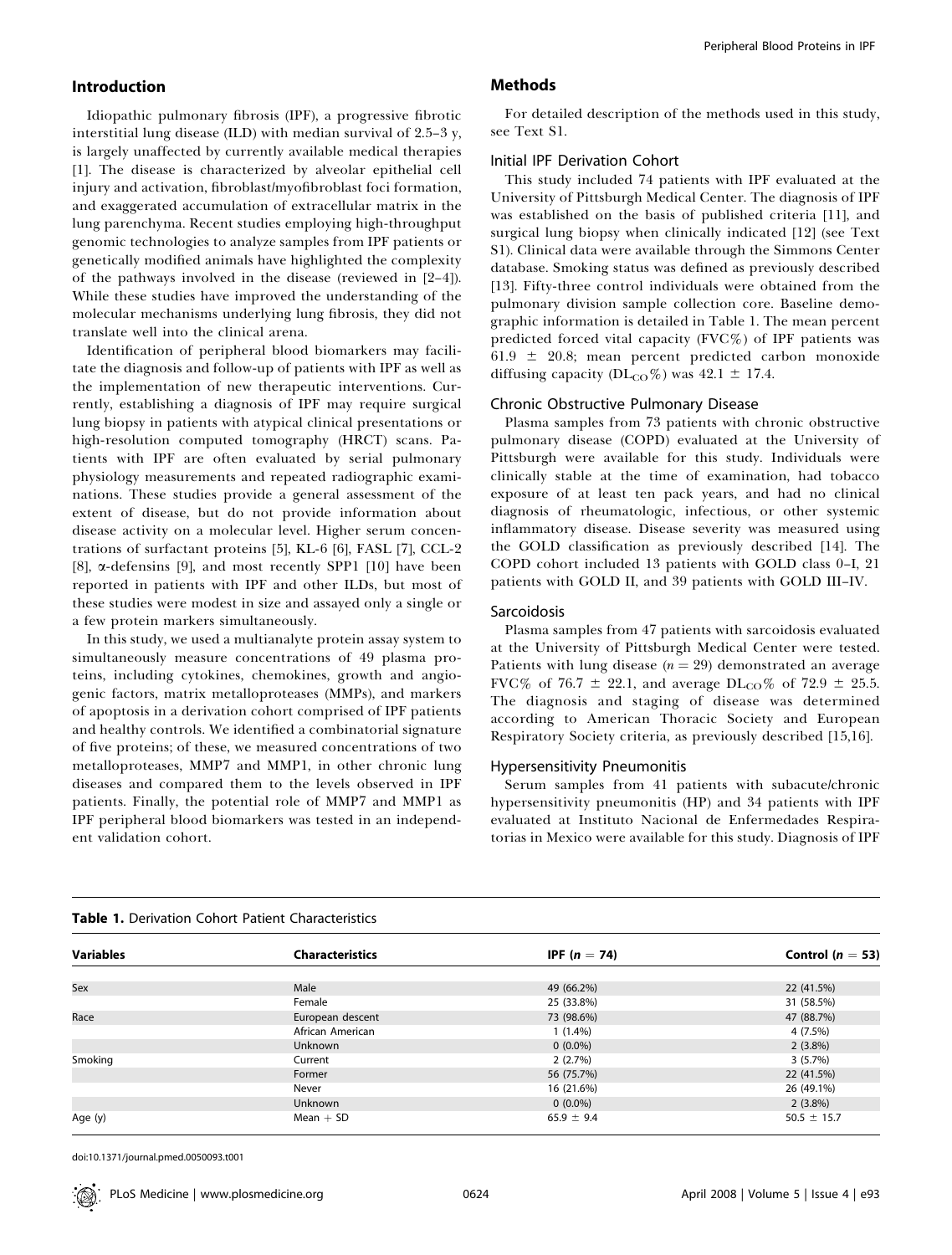## Introduction

Idiopathic pulmonary fibrosis (IPF), a progressive fibrotic interstitial lung disease (ILD) with median survival of 2.5–3 y, is largely unaffected by currently available medical therapies [1]. The disease is characterized by alveolar epithelial cell injury and activation, fibroblast/myofibroblast foci formation, and exaggerated accumulation of extracellular matrix in the lung parenchyma. Recent studies employing high-throughput genomic technologies to analyze samples from IPF patients or genetically modified animals have highlighted the complexity of the pathways involved in the disease (reviewed in [2–4]). While these studies have improved the understanding of the molecular mechanisms underlying lung fibrosis, they did not translate well into the clinical arena.

Identification of peripheral blood biomarkers may facilitate the diagnosis and follow-up of patients with IPF as well as the implementation of new therapeutic interventions. Currently, establishing a diagnosis of IPF may require surgical lung biopsy in patients with atypical clinical presentations or high-resolution computed tomography (HRCT) scans. Patients with IPF are often evaluated by serial pulmonary physiology measurements and repeated radiographic examinations. These studies provide a general assessment of the extent of disease, but do not provide information about disease activity on a molecular level. Higher serum concentrations of surfactant proteins [5], KL-6 [6], FASL [7], CCL-2 [8], α-defensins [9], and most recently SPP1 [10] have been reported in patients with IPF and other ILDs, but most of these studies were modest in size and assayed only a single or a few protein markers simultaneously.

In this study, we used a multianalyte protein assay system to simultaneously measure concentrations of 49 plasma proteins, including cytokines, chemokines, growth and angiogenic factors, matrix metalloproteases (MMPs), and markers of apoptosis in a derivation cohort comprised of IPF patients and healthy controls. We identified a combinatorial signature of five proteins; of these, we measured concentrations of two metalloproteases, MMP7 and MMP1, in other chronic lung diseases and compared them to the levels observed in IPF patients. Finally, the potential role of MMP7 and MMP1 as IPF peripheral blood biomarkers was tested in an independent validation cohort.

## Methods

For detailed description of the methods used in this study, see Text S1.

### Initial IPF Derivation Cohort

This study included 74 patients with IPF evaluated at the University of Pittsburgh Medical Center. The diagnosis of IPF was established on the basis of published criteria [11], and surgical lung biopsy when clinically indicated [12] (see Text S1). Clinical data were available through the Simmons Center database. Smoking status was defined as previously described [13]. Fifty-three control individuals were obtained from the pulmonary division sample collection core. Baseline demographic information is detailed in Table 1. The mean percent predicted forced vital capacity (FVC%) of IPF patients was 61.9 ± 20.8; mean percent predicted carbon monoxide diffusing capacity ($DL_{CO}$%) was 42.1 ± 17.4.

### Chronic Obstructive Pulmonary Disease

Plasma samples from 73 patients with chronic obstructive pulmonary disease (COPD) evaluated at the University of Pittsburgh were available for this study. Individuals were clinically stable at the time of examination, had tobacco exposure of at least ten pack years, and had no clinical diagnosis of rheumatologic, infectious, or other systemic inflammatory disease. Disease severity was measured using the GOLD classification as previously described [14]. The COPD cohort included 13 patients with GOLD class 0–I, 21 patients with GOLD II, and 39 patients with GOLD III–IV.

### Sarcoidosis

Plasma samples from 47 patients with sarcoidosis evaluated at the University of Pittsburgh Medical Center were tested. Patients with lung disease ($n$ = 29) demonstrated an average FVC% of 76.7 ± 22.1, and average $DL_{CO}$% of 72.9 ± 25.5. The diagnosis and staging of disease was determined according to American Thoracic Society and European Respiratory Society criteria, as previously described [15,16].

### Hypersensitivity Pneumonitis

Serum samples from 41 patients with subacute/chronic hypersensitivity pneumonitis (HP) and 34 patients with IPF evaluated at Instituto Nacional de Enfermedades Respiratorias in Mexico were available for this study. Diagnosis of IPF

**Table 1.** Derivation Cohort Patient Characteristics

| Variables | Characteristics | IPF ($n$ = 74) | Control ($n$ = 53) |
|---|---|---|---|
| Sex | Male | 49 (66.2%) | 22 (41.5%) |
| | Female | 25 (33.8%) | 31 (58.5%) |
| Race | European descent | 73 (98.6%) | 47 (88.7%) |
| | African American | 1 (1.4%) | 4 (7.5%) |
| | Unknown | 0 (0.0%) | 2 (3.8%) |
| Smoking | Current | 2 (2.7%) | 3 (5.7%) |
| | Former | 56 (75.7%) | 22 (41.5%) |
| | Never | 16 (21.6%) | 26 (49.1%) |
| | Unknown | 0 (0.0%) | 2 (3.8%) |
| Age (y) | Mean + SD | 65.9 ± 9.4 | 50.5 ± 15.7 |

doi:10.1371/journal.pmed.0050093.t001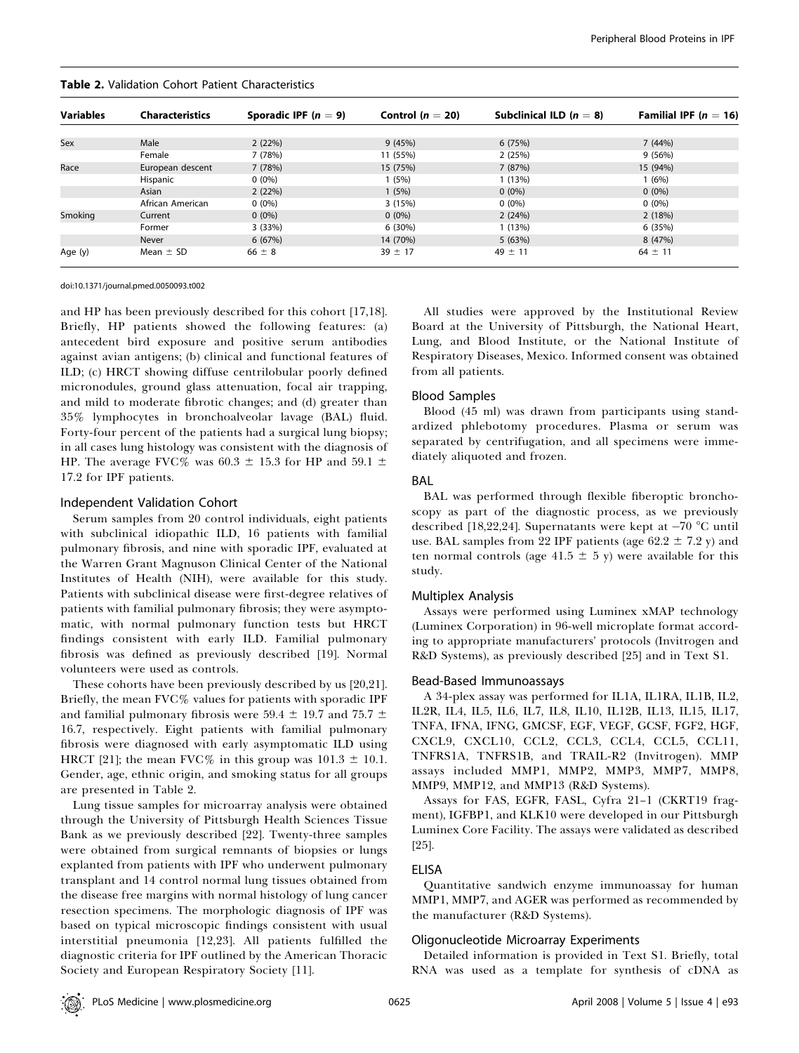**Table 2.** Validation Cohort Patient Characteristics

| Variables | Characteristics | Sporadic IPF ($n = 9$) | Control ($n = 20$) | Subclinical ILD ($n = 8$) | Familial IPF ($n = 16$) |
|---|---|---|---|---|---|
| Sex | Male | 2 (22%) | 9 (45%) | 6 (75%) | 7 (44%) |
| | Female | 7 (78%) | 11 (55%) | 2 (25%) | 9 (56%) |
| Race | European descent | 7 (78%) | 15 (75%) | 7 (87%) | 15 (94%) |
| | Hispanic | 0 (0%) | 1 (5%) | 1 (13%) | 1 (6%) |
| | Asian | 2 (22%) | 1 (5%) | 0 (0%) | 0 (0%) |
| | African American | 0 (0%) | 3 (15%) | 0 (0%) | 0 (0%) |
| Smoking | Current | 0 (0%) | 0 (0%) | 2 (24%) | 2 (18%) |
| | Former | 3 (33%) | 6 (30%) | 1 (13%) | 6 (35%) |
| | Never | 6 (67%) | 14 (70%) | 5 (63%) | 8 (47%) |
| Age (y) | Mean ± SD | 66 ± 8 | 39 ± 17 | 49 ± 11 | 64 ± 11 |

doi:10.1371/journal.pmed.0050093.t002

and HP has been previously described for this cohort [17,18]. Briefly, HP patients showed the following features: (a) antecedent bird exposure and positive serum antibodies against avian antigens; (b) clinical and functional features of ILD; (c) HRCT showing diffuse centrilobular poorly defined micronodules, ground glass attenuation, focal air trapping, and mild to moderate fibrotic changes; and (d) greater than 35% lymphocytes in bronchoalveolar lavage (BAL) fluid. Forty-four percent of the patients had a surgical lung biopsy; in all cases lung histology was consistent with the diagnosis of HP. The average FVC% was 60.3 ± 15.3 for HP and 59.1 ± 17.2 for IPF patients.

### Independent Validation Cohort

Serum samples from 20 control individuals, eight patients with subclinical idiopathic ILD, 16 patients with familial pulmonary fibrosis, and nine with sporadic IPF, evaluated at the Warren Grant Magnuson Clinical Center of the National Institutes of Health (NIH), were available for this study. Patients with subclinical disease were first-degree relatives of patients with familial pulmonary fibrosis; they were asymptomatic, with normal pulmonary function tests but HRCT findings consistent with early ILD. Familial pulmonary fibrosis was defined as previously described [19]. Normal volunteers were used as controls.

These cohorts have been previously described by us [20,21]. Briefly, the mean FVC% values for patients with sporadic IPF and familial pulmonary fibrosis were 59.4 ± 19.7 and 75.7 ± 16.7, respectively. Eight patients with familial pulmonary fibrosis were diagnosed with early asymptomatic ILD using HRCT [21]; the mean FVC% in this group was 101.3 ± 10.1. Gender, age, ethnic origin, and smoking status for all groups are presented in Table 2.

Lung tissue samples for microarray analysis were obtained through the University of Pittsburgh Health Sciences Tissue Bank as we previously described [22]. Twenty-three samples were obtained from surgical remnants of biopsies or lungs explanted from patients with IPF who underwent pulmonary transplant and 14 control normal lung tissues obtained from the disease free margins with normal histology of lung cancer resection specimens. The morphologic diagnosis of IPF was based on typical microscopic findings consistent with usual interstitial pneumonia [12,23]. All patients fulfilled the diagnostic criteria for IPF outlined by the American Thoracic Society and European Respiratory Society [11].

All studies were approved by the Institutional Review Board at the University of Pittsburgh, the National Heart, Lung, and Blood Institute, or the National Institute of Respiratory Diseases, Mexico. Informed consent was obtained from all patients.

### Blood Samples

Blood (45 ml) was drawn from participants using standardized phlebotomy procedures. Plasma or serum was separated by centrifugation, and all specimens were immediately aliquoted and frozen.

### BAL

BAL was performed through flexible fiberoptic bronchoscopy as part of the diagnostic process, as we previously described [18,22,24]. Supernatants were kept at −70 °C until use. BAL samples from 22 IPF patients (age 62.2 ± 7.2 y) and ten normal controls (age 41.5 ± 5 y) were available for this study.

### Multiplex Analysis

Assays were performed using Luminex xMAP technology (Luminex Corporation) in 96-well microplate format according to appropriate manufacturers' protocols (Invitrogen and R&D Systems), as previously described [25] and in Text S1.

### Bead-Based Immunoassays

A 34-plex assay was performed for IL1A, IL1RA, IL1B, IL2, IL2R, IL4, IL5, IL6, IL7, IL8, IL10, IL12B, IL13, IL15, IL17, TNFA, IFNA, IFNG, GMCSF, EGF, VEGF, GCSF, FGF2, HGF, CXCL9, CXCL10, CCL2, CCL3, CCL4, CCL5, CCL11, TNFRS1A, TNFRS1B, and TRAIL-R2 (Invitrogen). MMP assays included MMP1, MMP2, MMP3, MMP7, MMP8, MMP9, MMP12, and MMP13 (R&D Systems).

Assays for FAS, EGFR, FASL, Cyfra 21–1 (CKRT19 fragment), IGFBP1, and KLK10 were developed in our Pittsburgh Luminex Core Facility. The assays were validated as described [25].

### ELISA

Quantitative sandwich enzyme immunoassay for human MMP1, MMP7, and AGER was performed as recommended by the manufacturer (R&D Systems).

### Oligonucleotide Microarray Experiments

Detailed information is provided in Text S1. Briefly, total RNA was used as a template for synthesis of cDNA as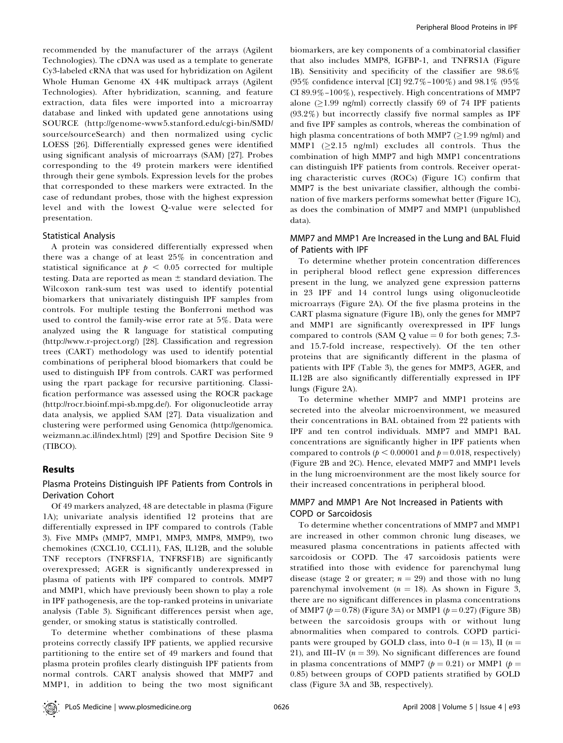recommended by the manufacturer of the arrays (Agilent Technologies). The cDNA was used as a template to generate Cy3-labeled cRNA that was used for hybridization on Agilent Whole Human Genome 4X 44K multipack arrays (Agilent Technologies). After hybridization, scanning, and feature extraction, data files were imported into a microarray database and linked with updated gene annotations using SOURCE (http://genome-www5.stanford.edu/cgi-bin/SMD/source/sourceSearch) and then normalized using cyclic LOESS [26]. Differentially expressed genes were identified using significant analysis of microarrays (SAM) [27]. Probes corresponding to the 49 protein markers were identified through their gene symbols. Expression levels for the probes that corresponded to these markers were extracted. In the case of redundant probes, those with the highest expression level and with the lowest Q-value were selected for presentation.

### Statistical Analysis

A protein was considered differentially expressed when there was a change of at least 25% in concentration and statistical significance at $p < 0.05$ corrected for multiple testing. Data are reported as mean ± standard deviation. The Wilcoxon rank-sum test was used to identify potential biomarkers that univariately distinguish IPF samples from controls. For multiple testing the Bonferroni method was used to control the family-wise error rate at 5%. Data were analyzed using the R language for statistical computing (http://www.r-project.org/) [28]. Classification and regression trees (CART) methodology was used to identify potential combinations of peripheral blood biomarkers that could be used to distinguish IPF from controls. CART was performed using the rpart package for recursive partitioning. Classification performance was assessed using the ROCR package (http://rocr.bioinf.mpi-sb.mpg.de/). For oligonucleotide array data analysis, we applied SAM [27]. Data visualization and clustering were performed using Genomica (http://genomica.weizmann.ac.il/index.html) [29] and Spotfire Decision Site 9 (TIBCO).

## Results

### Plasma Proteins Distinguish IPF Patients from Controls in Derivation Cohort

Of 49 markers analyzed, 48 are detectable in plasma (Figure 1A); univariate analysis identified 12 proteins that are differentially expressed in IPF compared to controls (Table 3). Five MMPs (MMP7, MMP1, MMP3, MMP8, MMP9), two chemokines (CXCL10, CCL11), FAS, IL12B, and the soluble TNF receptors (TNFRSF1A, TNFRSF1B) are significantly overexpressed; AGER is significantly underexpressed in plasma of patients with IPF compared to controls. MMP7 and MMP1, which have previously been shown to play a role in IPF pathogenesis, are the top-ranked proteins in univariate analysis (Table 3). Significant differences persist when age, gender, or smoking status is statistically controlled.

To determine whether combinations of these plasma proteins correctly classify IPF patients, we applied recursive partitioning to the entire set of 49 markers and found that plasma protein profiles clearly distinguish IPF patients from normal controls. CART analysis showed that MMP7 and MMP1, in addition to being the two most significant biomarkers, are key components of a combinatorial classifier that also includes MMP8, IGFBP-1, and TNFRS1A (Figure 1B). Sensitivity and specificity of the classifier are 98.6% (95% confidence interval [CI] 92.7%–100%) and 98.1% (95% CI 89.9%–100%), respectively. High concentrations of MMP7 alone (≥1.99 ng/ml) correctly classify 69 of 74 IPF patients (93.2%) but incorrectly classify five normal samples as IPF and five IPF samples as controls, whereas the combination of high plasma concentrations of both MMP7 (≥1.99 ng/ml) and MMP1 (≥2.15 ng/ml) excludes all controls. Thus the combination of high MMP7 and high MMP1 concentrations can distinguish IPF patients from controls. Receiver operating characteristic curves (ROCs) (Figure 1C) confirm that MMP7 is the best univariate classifier, although the combination of five markers performs somewhat better (Figure 1C), as does the combination of MMP7 and MMP1 (unpublished data).

### MMP7 and MMP1 Are Increased in the Lung and BAL Fluid of Patients with IPF

To determine whether protein concentration differences in peripheral blood reflect gene expression differences present in the lung, we analyzed gene expression patterns in 23 IPF and 14 control lungs using oligonucleotide microarrays (Figure 2A). Of the five plasma proteins in the CART plasma signature (Figure 1B), only the genes for MMP7 and MMP1 are significantly overexpressed in IPF lungs compared to controls (SAM Q value = 0 for both genes; 7.3- and 15.7-fold increase, respectively). Of the ten other proteins that are significantly different in the plasma of patients with IPF (Table 3), the genes for MMP3, AGER, and IL12B are also significantly differentially expressed in IPF lungs (Figure 2A).

To determine whether MMP7 and MMP1 proteins are secreted into the alveolar microenvironment, we measured their concentrations in BAL obtained from 22 patients with IPF and ten control individuals. MMP7 and MMP1 BAL concentrations are significantly higher in IPF patients when compared to controls ($p < 0.00001$ and $p = 0.018$, respectively) (Figure 2B and 2C). Hence, elevated MMP7 and MMP1 levels in the lung microenvironment are the most likely source for their increased concentrations in peripheral blood.

### MMP7 and MMP1 Are Not Increased in Patients with COPD or Sarcoidosis

To determine whether concentrations of MMP7 and MMP1 are increased in other common chronic lung diseases, we measured plasma concentrations in patients affected with sarcoidosis or COPD. The 47 sarcoidosis patients were stratified into those with evidence for parenchymal lung disease (stage 2 or greater; $n = 29$) and those with no lung parenchymal involvement ($n = 18$). As shown in Figure 3, there are no significant differences in plasma concentrations of MMP7 ($p = 0.78$) (Figure 3A) or MMP1 ($p = 0.27$) (Figure 3B) between the sarcoidosis groups with or without lung abnormalities when compared to controls. COPD participants were grouped by GOLD class, into 0–I ($n = 13$), II ($n = 21$), and III–IV ($n = 39$). No significant differences are found in plasma concentrations of MMP7 ($p = 0.21$) or MMP1 ($p = 0.85$) between groups of COPD patients stratified by GOLD class (Figure 3A and 3B, respectively).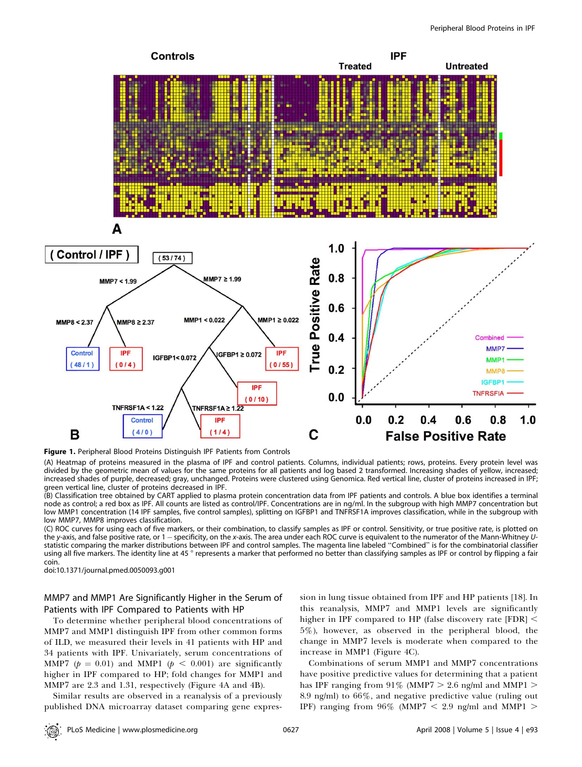**Figure 1.** Peripheral Blood Proteins Distinguish IPF Patients from Controls

(A) Heatmap of proteins measured in the plasma of IPF and control patients. Columns, individual patients; rows, proteins. Every protein level was divided by the geometric mean of values for the same proteins for all patients and log based 2 transformed. Increasing shades of yellow, increased; increased shades of purple, decreased; gray, unchanged. Proteins were clustered using Genomica. Red vertical line, cluster of proteins increased in IPF; green vertical line, cluster of proteins decreased in IPF.

(B) Classification tree obtained by CART applied to plasma protein concentration data from IPF patients and controls. A blue box identifies a terminal node as control; a red box as IPF. All counts are listed as control/IPF. Concentrations are in ng/ml. In the subgroup with high MMP7 concentration but low MMP1 concentration (14 IPF samples, five control samples), splitting on IGFBP1 and TNFRSF1A improves classification, while in the subgroup with low MMP7, MMP8 improves classification.

(C) ROC curves for using each of five markers, or their combination, to classify samples as IPF or control. Sensitivity, or true positive rate, is plotted on the *y*-axis, and false positive rate, or 1 − specificity, on the *x*-axis. The area under each ROC curve is equivalent to the numerator of the Mann-Whitney *U*-statistic comparing the marker distributions between IPF and control samples. The magenta line labeled "Combined" is for the combinatorial classifier using all five markers. The identity line at 45 ° represents a marker that performed no better than classifying samples as IPF or control by flipping a fair coin.

doi:10.1371/journal.pmed.0050093.g001

### MMP7 and MMP1 Are Significantly Higher in the Serum of Patients with IPF Compared to Patients with HP

To determine whether peripheral blood concentrations of MMP7 and MMP1 distinguish IPF from other common forms of ILD, we measured their levels in 41 patients with HP and 34 patients with IPF. Univariately, serum concentrations of MMP7 ($p = 0.01$) and MMP1 ($p < 0.001$) are significantly higher in IPF compared to HP; fold changes for MMP1 and MMP7 are 2.3 and 1.31, respectively (Figure 4A and 4B).

Similar results are observed in a reanalysis of a previously published DNA microarray dataset comparing gene expression in lung tissue obtained from IPF and HP patients [18]. In this reanalysis, MMP7 and MMP1 levels are significantly higher in IPF compared to HP (false discovery rate [FDR] < 5%), however, as observed in the peripheral blood, the change in MMP7 levels is moderate when compared to the increase in MMP1 (Figure 4C).

Combinations of serum MMP1 and MMP7 concentrations have positive predictive values for determining that a patient has IPF ranging from 91% (MMP7 > 2.6 ng/ml and MMP1 > 8.9 ng/ml) to 66%, and negative predictive value (ruling out IPF) ranging from 96% (MMP7 < 2.9 ng/ml and MMP1 >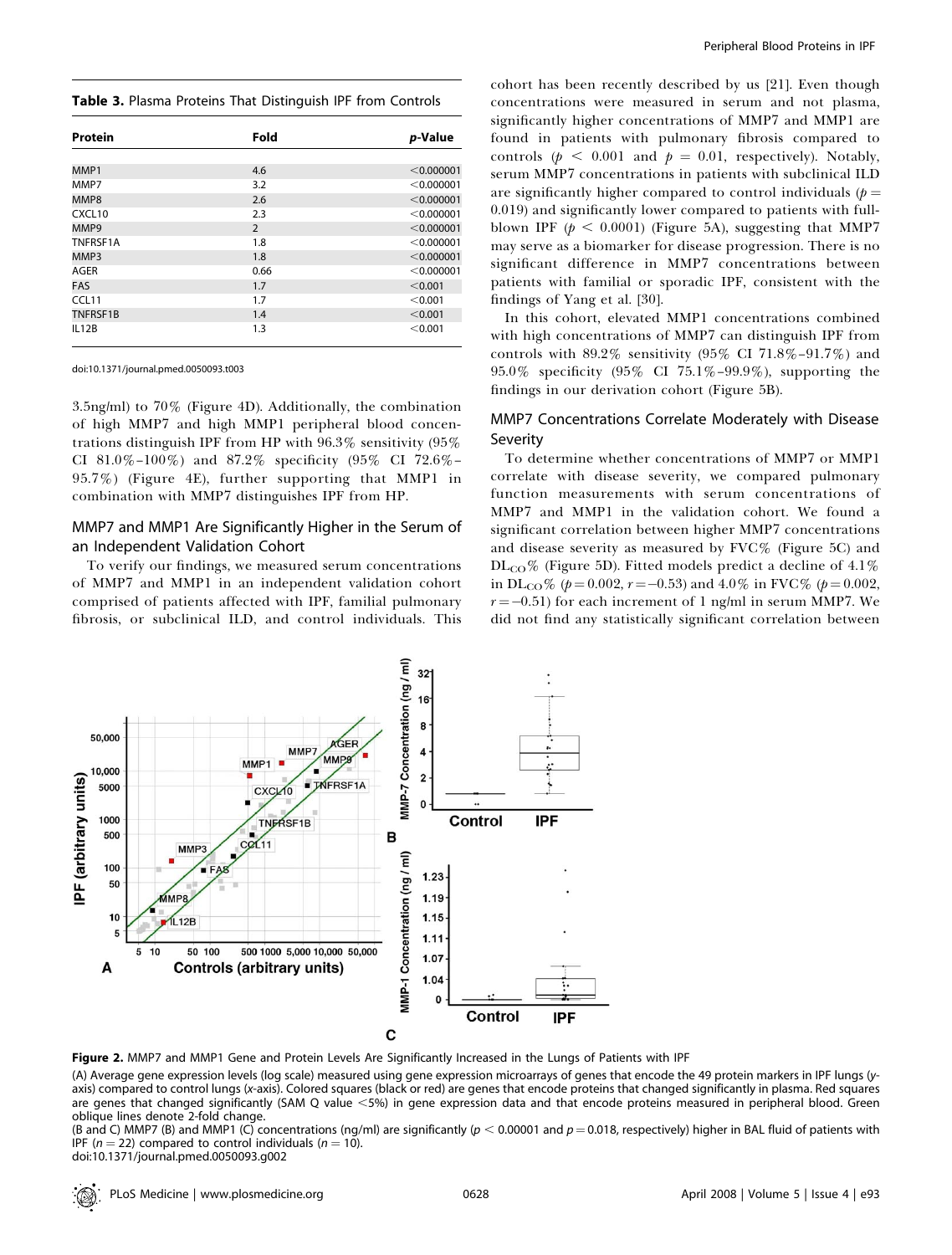**Table 3.** Plasma Proteins That Distinguish IPF from Controls

| Protein | Fold | *p*-Value |
|---|---|---|
| MMP1 | 4.6 | <0.000001 |
| MMP7 | 3.2 | <0.000001 |
| MMP8 | 2.6 | <0.000001 |
| CXCL10 | 2.3 | <0.000001 |
| MMP9 | 2 | <0.000001 |
| TNFRSF1A | 1.8 | <0.000001 |
| MMP3 | 1.8 | <0.000001 |
| AGER | 0.66 | <0.000001 |
| FAS | 1.7 | <0.001 |
| CCL11 | 1.7 | <0.001 |
| TNFRSF1B | 1.4 | <0.001 |
| IL12B | 1.3 | <0.001 |

doi:10.1371/journal.pmed.0050093.t003

3.5ng/ml) to 70% (Figure 4D). Additionally, the combination of high MMP7 and high MMP1 peripheral blood concentrations distinguish IPF from HP with 96.3% sensitivity (95% CI 81.0%–100%) and 87.2% specificity (95% CI 72.6%–95.7%) (Figure 4E), further supporting that MMP1 in combination with MMP7 distinguishes IPF from HP.

## MMP7 and MMP1 Are Significantly Higher in the Serum of an Independent Validation Cohort

To verify our findings, we measured serum concentrations of MMP7 and MMP1 in an independent validation cohort comprised of patients affected with IPF, familial pulmonary fibrosis, or subclinical ILD, and control individuals. This cohort has been recently described by us [21]. Even though concentrations were measured in serum and not plasma, significantly higher concentrations of MMP7 and MMP1 are found in patients with pulmonary fibrosis compared to controls ($p < 0.001$ and $p = 0.01$, respectively). Notably, serum MMP7 concentrations in patients with subclinical ILD are significantly higher compared to control individuals ($p = 0.019$) and significantly lower compared to patients with full-blown IPF ($p < 0.0001$) (Figure 5A), suggesting that MMP7 may serve as a biomarker for disease progression. There is no significant difference in MMP7 concentrations between patients with familial or sporadic IPF, consistent with the findings of Yang et al. [30].

In this cohort, elevated MMP1 concentrations combined with high concentrations of MMP7 can distinguish IPF from controls with 89.2% sensitivity (95% CI 71.8%–91.7%) and 95.0% specificity (95% CI 75.1%–99.9%), supporting the findings in our derivation cohort (Figure 5B).

## MMP7 Concentrations Correlate Moderately with Disease Severity

To determine whether concentrations of MMP7 or MMP1 correlate with disease severity, we compared pulmonary function measurements with serum concentrations of MMP7 and MMP1 in the validation cohort. We found a significant correlation between higher MMP7 concentrations and disease severity as measured by FVC% (Figure 5C) and $DL_{CO}$% (Figure 5D). Fitted models predict a decline of 4.1% in $DL_{CO}$% ($p = 0.002$, $r = -0.53$) and 4.0% in FVC% ($p = 0.002$, $r = -0.51$) for each increment of 1 ng/ml in serum MMP7. We did not find any statistically significant correlation between

**Figure 2.** MMP7 and MMP1 Gene and Protein Levels Are Significantly Increased in the Lungs of Patients with IPF

(A) Average gene expression levels (log scale) measured using gene expression microarrays of genes that encode the 49 protein markers in IPF lungs (y-axis) compared to control lungs (x-axis). Colored squares (black or red) are genes that encode proteins that changed significantly in plasma. Red squares are genes that changed significantly (SAM Q value <5%) in gene expression data and that encode proteins measured in peripheral blood. Green oblique lines denote 2-fold change.

(B and C) MMP7 (B) and MMP1 (C) concentrations (ng/ml) are significantly ($p < 0.00001$ and $p = 0.018$, respectively) higher in BAL fluid of patients with IPF ($n = 22$) compared to control individuals ($n = 10$).

doi:10.1371/journal.pmed.0050093.g002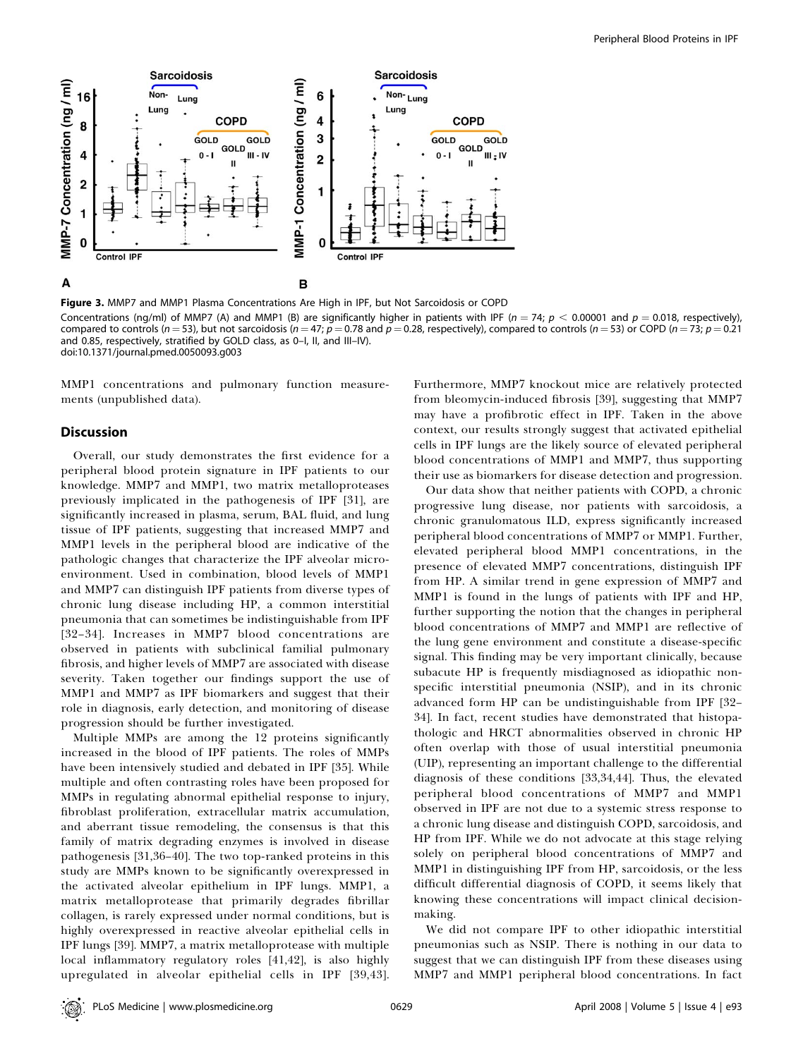**Figure 3.** MMP7 and MMP1 Plasma Concentrations Are High in IPF, but Not Sarcoidosis or COPD

Concentrations (ng/ml) of MMP7 (A) and MMP1 (B) are significantly higher in patients with IPF ($n = 74$; $p < 0.00001$ and $p = 0.018$, respectively), compared to controls ($n = 53$), but not sarcoidosis ($n = 47$; $p = 0.78$ and $p = 0.28$, respectively), compared to controls ($n = 53$) or COPD ($n = 73$; $p = 0.21$ and 0.85, respectively, stratified by GOLD class, as 0–I, II, and III–IV).

doi:10.1371/journal.pmed.0050093.g003

MMP1 concentrations and pulmonary function measurements (unpublished data).

## Discussion

Overall, our study demonstrates the first evidence for a peripheral blood protein signature in IPF patients to our knowledge. MMP7 and MMP1, two matrix metalloproteases previously implicated in the pathogenesis of IPF [31], are significantly increased in plasma, serum, BAL fluid, and lung tissue of IPF patients, suggesting that increased MMP7 and MMP1 levels in the peripheral blood are indicative of the pathologic changes that characterize the IPF alveolar microenvironment. Used in combination, blood levels of MMP1 and MMP7 can distinguish IPF patients from diverse types of chronic lung disease including HP, a common interstitial pneumonia that can sometimes be indistinguishable from IPF [32–34]. Increases in MMP7 blood concentrations are observed in patients with subclinical familial pulmonary fibrosis, and higher levels of MMP7 are associated with disease severity. Taken together our findings support the use of MMP1 and MMP7 as IPF biomarkers and suggest that their role in diagnosis, early detection, and monitoring of disease progression should be further investigated.

Multiple MMPs are among the 12 proteins significantly increased in the blood of IPF patients. The roles of MMPs have been intensively studied and debated in IPF [35]. While multiple and often contrasting roles have been proposed for MMPs in regulating abnormal epithelial response to injury, fibroblast proliferation, extracellular matrix accumulation, and aberrant tissue remodeling, the consensus is that this family of matrix degrading enzymes is involved in disease pathogenesis [31,36–40]. The two top-ranked proteins in this study are MMPs known to be significantly overexpressed in the activated alveolar epithelium in IPF lungs. MMP1, a matrix metalloprotease that primarily degrades fibrillar collagen, is rarely expressed under normal conditions, but is highly overexpressed in reactive alveolar epithelial cells in IPF lungs [39]. MMP7, a matrix metalloprotease with multiple local inflammatory regulatory roles [41,42], is also highly upregulated in alveolar epithelial cells in IPF [39,43]. Furthermore, MMP7 knockout mice are relatively protected from bleomycin-induced fibrosis [39], suggesting that MMP7 may have a profibrotic effect in IPF. Taken in the above context, our results strongly suggest that activated epithelial cells in IPF lungs are the likely source of elevated peripheral blood concentrations of MMP1 and MMP7, thus supporting their use as biomarkers for disease detection and progression.

Our data show that neither patients with COPD, a chronic progressive lung disease, nor patients with sarcoidosis, a chronic granulomatous ILD, express significantly increased peripheral blood concentrations of MMP7 or MMP1. Further, elevated peripheral blood MMP1 concentrations, in the presence of elevated MMP7 concentrations, distinguish IPF from HP. A similar trend in gene expression of MMP7 and MMP1 is found in the lungs of patients with IPF and HP, further supporting the notion that the changes in peripheral blood concentrations of MMP7 and MMP1 are reflective of the lung gene environment and constitute a disease-specific signal. This finding may be very important clinically, because subacute HP is frequently misdiagnosed as idiopathic nonspecific interstitial pneumonia (NSIP), and in its chronic advanced form HP can be undistinguishable from IPF [32–34]. In fact, recent studies have demonstrated that histopathologic and HRCT abnormalities observed in chronic HP often overlap with those of usual interstitial pneumonia (UIP), representing an important challenge to the differential diagnosis of these conditions [33,34,44]. Thus, the elevated peripheral blood concentrations of MMP7 and MMP1 observed in IPF are not due to a systemic stress response to a chronic lung disease and distinguish COPD, sarcoidosis, and HP from IPF. While we do not advocate at this stage relying solely on peripheral blood concentrations of MMP7 and MMP1 in distinguishing IPF from HP, sarcoidosis, or the less difficult differential diagnosis of COPD, it seems likely that knowing these concentrations will impact clinical decision-making.

We did not compare IPF to other idiopathic interstitial pneumonias such as NSIP. There is nothing in our data to suggest that we can distinguish IPF from these diseases using MMP7 and MMP1 peripheral blood concentrations. In fact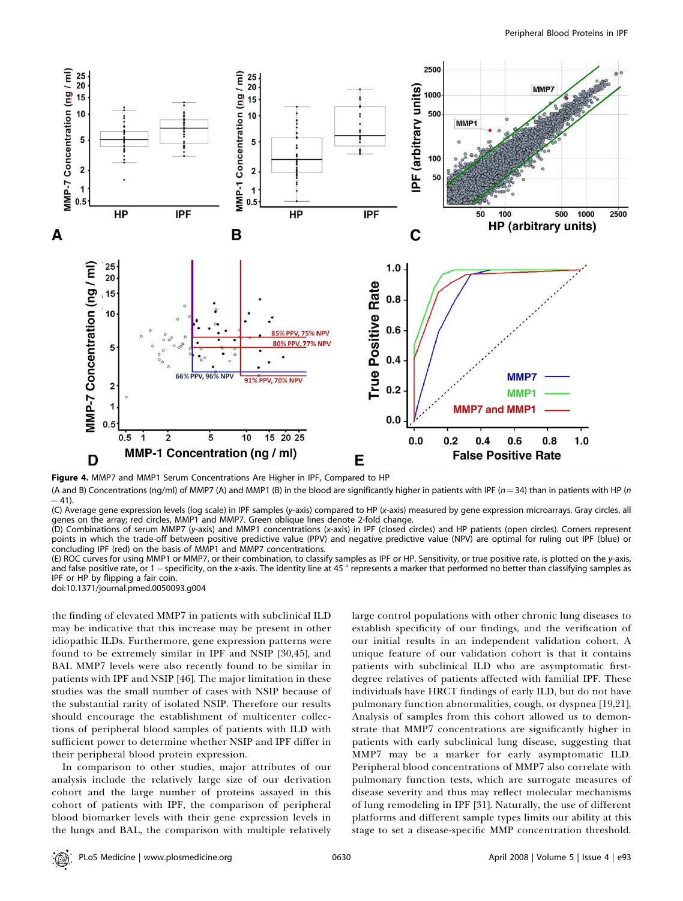**Figure 4.** MMP7 and MMP1 Serum Concentrations Are Higher in IPF, Compared to HP

(A and B) Concentrations (ng/ml) of MMP7 (A) and MMP1 (B) in the blood are significantly higher in patients with IPF ($n = 34$) than in patients with HP ($n = 41$).

(C) Average gene expression levels (log scale) in IPF samples (*y*-axis) compared to HP (*x*-axis) measured by gene expression microarrays. Gray circles, all genes on the array; red circles, MMP1 and MMP7. Green oblique lines denote 2-fold change.

(D) Combinations of serum MMP7 (*y*-axis) and MMP1 concentrations (*x*-axis) in IPF (closed circles) and HP patients (open circles). Corners represent points in which the trade-off between positive predictive value (PPV) and negative predictive value (NPV) are optimal for ruling out IPF (blue) or concluding IPF (red) on the basis of MMP1 and MMP7 concentrations.

(E) ROC curves for using MMP1 or MMP7, or their combination, to classify samples as IPF or HP. Sensitivity, or true positive rate, is plotted on the *y*-axis, and false positive rate, or 1 – specificity, on the *x*-axis. The identity line at 45° represents a marker that performed no better than classifying samples as IPF or HP by flipping a fair coin.

doi:10.1371/journal.pmed.0050093.g004

the finding of elevated MMP7 in patients with subclinical ILD may be indicative that this increase may be present in other idiopathic ILDs. Furthermore, gene expression patterns were found to be extremely similar in IPF and NSIP [30,45], and BAL MMP7 levels were also recently found to be similar in patients with IPF and NSIP [46]. The major limitation in these studies was the small number of cases with NSIP because of the substantial rarity of isolated NSIP. Therefore our results should encourage the establishment of multicenter collections of peripheral blood samples of patients with ILD with sufficient power to determine whether NSIP and IPF differ in their peripheral blood protein expression.

In comparison to other studies, major attributes of our analysis include the relatively large size of our derivation cohort and the large number of proteins assayed in this cohort of patients with IPF, the comparison of peripheral blood biomarker levels with their gene expression levels in the lungs and BAL, the comparison with multiple relatively large control populations with other chronic lung diseases to establish specificity of our findings, and the verification of our initial results in an independent validation cohort. A unique feature of our validation cohort is that it contains patients with subclinical ILD who are asymptomatic first-degree relatives of patients affected with familial IPF. These individuals have HRCT findings of early ILD, but do not have pulmonary function abnormalities, cough, or dyspnea [19,21]. Analysis of samples from this cohort allowed us to demonstrate that MMP7 concentrations are significantly higher in patients with early subclinical lung disease, suggesting that MMP7 may be a marker for early asymptomatic ILD. Peripheral blood concentrations of MMP7 also correlate with pulmonary function tests, which are surrogate measures of disease severity and thus may reflect molecular mechanisms of lung remodeling in IPF [31]. Naturally, the use of different platforms and different sample types limits our ability at this stage to set a disease-specific MMP concentration threshold.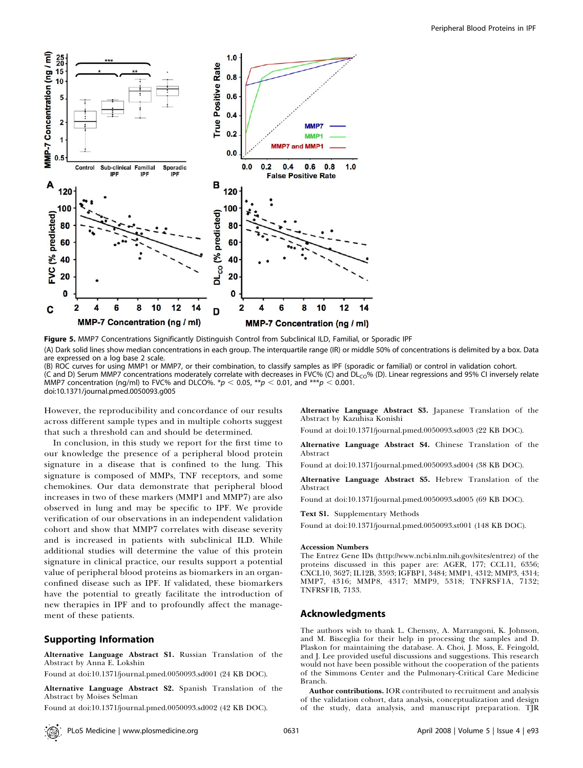**Figure 5.** MMP7 Concentrations Significantly Distinguish Control from Subclinical ILD, Familial, or Sporadic IPF

(A) Dark solid lines show median concentrations in each group. The interquartile range (IR) or middle 50% of concentrations is delimited by a box. Data are expressed on a log base 2 scale.

(B) ROC curves for using MMP1 or MMP7, or their combination, to classify samples as IPF (sporadic or familial) or control in validation cohort.

(C and D) Serum MMP7 concentrations moderately correlate with decreases in FVC% (C) and $DL_{CO}$% (D). Linear regressions and 95% CI inversely relate MMP7 concentration (ng/ml) to FVC% and DLCO%. *$p < 0.05$, **$p < 0.01$, and ***$p < 0.001$.

doi:10.1371/journal.pmed.0050093.g005

However, the reproducibility and concordance of our results across different sample types and in multiple cohorts suggest that such a threshold can and should be determined.

In conclusion, in this study we report for the first time to our knowledge the presence of a peripheral blood protein signature in a disease that is confined to the lung. This signature is composed of MMPs, TNF receptors, and some chemokines. Our data demonstrate that peripheral blood increases in two of these markers (MMP1 and MMP7) are also observed in lung and may be specific to IPF. We provide verification of our observations in an independent validation cohort and show that MMP7 correlates with disease severity and is increased in patients with subclinical ILD. While additional studies will determine the value of this protein signature in clinical practice, our results support a potential value of peripheral blood proteins as biomarkers in an organ-confined disease such as IPF. If validated, these biomarkers have the potential to greatly facilitate the introduction of new therapies in IPF and to profoundly affect the management of these patients.

## Supporting Information

**Alternative Language Abstract S1.** Russian Translation of the Abstract by Anna E. Lokshin

Found at doi:10.1371/journal.pmed.0050093.sd001 (24 KB DOC).

**Alternative Language Abstract S2.** Spanish Translation of the Abstract by Moises Selman

Found at doi:10.1371/journal.pmed.0050093.sd002 (42 KB DOC).

**Alternative Language Abstract S3.** Japanese Translation of the Abstract by Kazuhisa Konishi

Found at doi:10.1371/journal.pmed.0050093.sd003 (22 KB DOC).

**Alternative Language Abstract S4.** Chinese Translation of the Abstract

Found at doi:10.1371/journal.pmed.0050093.sd004 (38 KB DOC).

**Alternative Language Abstract S5.** Hebrew Translation of the Abstract

Found at doi:10.1371/journal.pmed.0050093.sd005 (69 KB DOC).

**Text S1.** Supplementary Methods

Found at doi:10.1371/journal.pmed.0050093.st001 (148 KB DOC).

### Accession Numbers

The Entrez Gene IDs (http://www.ncbi.nlm.nih.gov/sites/entrez) of the proteins discussed in this paper are: AGER, 177; CCL11, 6356; CXCL10, 3627; IL12B, 3593; IGFBP1, 3484; MMP1, 4312; MMP3, 4314; MMP7, 4316; MMP8, 4317; MMP9, 5318; TNFRSF1A, 7132; TNFRSF1B, 7133.

## Acknowledgments

The authors wish to thank L. Chensny, A. Marrangoni, K. Johnson, and M. Bisceglia for their help in processing the samples and D. Plaskon for maintaining the database. A. Choi, J. Moss, E. Feingold, and J. Lee provided useful discussions and suggestions. This research would not have been possible without the cooperation of the patients of the Simmons Center and the Pulmonary-Critical Care Medicine Branch.

**Author contributions.** IOR contributed to recruitment and analysis of the validation cohort, data analysis, conceptualization and design of the study, data analysis, and manuscript preparation. TJR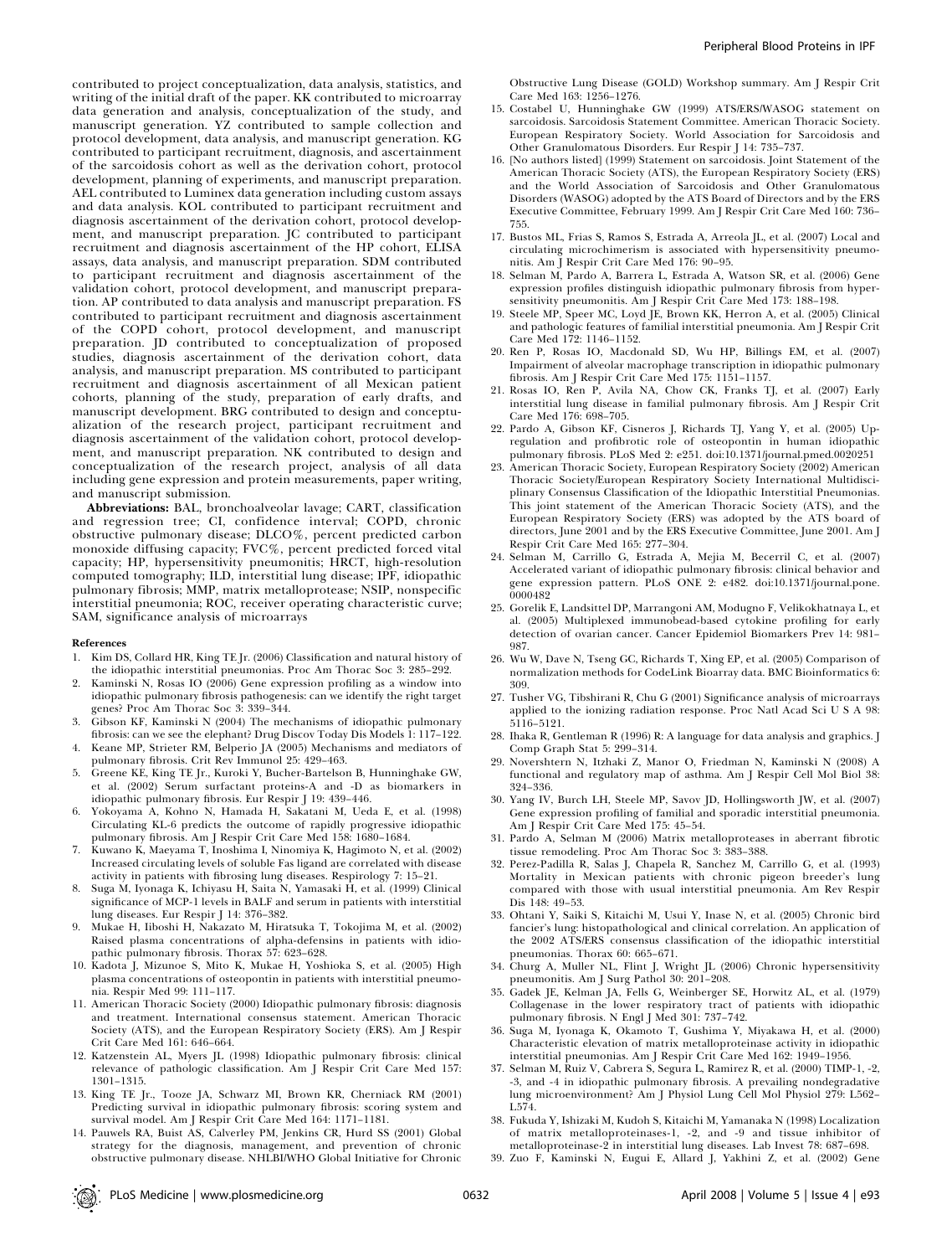contributed to project conceptualization, data analysis, statistics, and writing of the initial draft of the paper. KK contributed to microarray data generation and analysis, conceptualization of the study, and manuscript generation. YZ contributed to sample collection and protocol development, data analysis, and manuscript generation. KG contributed to participant recruitment, diagnosis, and ascertainment of the sarcoidosis cohort as well as the derivation cohort, protocol development, planning of experiments, and manuscript preparation. AEL contributed to Luminex data generation including custom assays and data analysis. KOL contributed to participant recruitment and diagnosis ascertainment of the derivation cohort, protocol development, and manuscript preparation. JC contributed to participant recruitment and diagnosis ascertainment of the HP cohort, ELISA assays, data analysis, and manuscript preparation. SDM contributed to participant recruitment and diagnosis ascertainment of the validation cohort, protocol development, and manuscript preparation. AP contributed to data analysis and manuscript preparation. FS contributed to participant recruitment and diagnosis ascertainment of the COPD cohort, protocol development, and manuscript preparation. JD contributed to conceptualization of proposed studies, diagnosis ascertainment of the derivation cohort, data analysis, and manuscript preparation. MS contributed to participant recruitment and diagnosis ascertainment of all Mexican patient cohorts, planning of the study, preparation of early drafts, and manuscript development. BRG contributed to design and conceptualization of the research project, participant recruitment and diagnosis ascertainment of the validation cohort, protocol development, and manuscript preparation. NK contributed to design and conceptualization of the research project, analysis of all data including gene expression and protein measurements, paper writing, and manuscript submission.

**Abbreviations:** BAL, bronchoalveolar lavage; CART, classification and regression tree; CI, confidence interval; COPD, chronic obstructive pulmonary disease; DLCO%, percent predicted carbon monoxide diffusing capacity; FVC%, percent predicted forced vital capacity; HP, hypersensitivity pneumonitis; HRCT, high-resolution computed tomography; ILD, interstitial lung disease; IPF, idiopathic pulmonary fibrosis; MMP, matrix metalloprotease; NSIP, nonspecific interstitial pneumonia; ROC, receiver operating characteristic curve; SAM, significance analysis of microarrays

## References

1. Kim DS, Collard HR, King TE Jr. (2006) Classification and natural history of the idiopathic interstitial pneumonias. Proc Am Thorac Soc 3: 285–292.
2. Kaminski N, Rosas IO (2006) Gene expression profiling as a window into idiopathic pulmonary fibrosis pathogenesis: can we identify the right target genes? Proc Am Thorac Soc 3: 339–344.
3. Gibson KF, Kaminski N (2004) The mechanisms of idiopathic pulmonary fibrosis: can we see the elephant? Drug Discov Today Dis Models 1: 117–122.
4. Keane MP, Strieter RM, Belperio JA (2005) Mechanisms and mediators of pulmonary fibrosis. Crit Rev Immunol 25: 429–463.
5. Greene KE, King TE Jr., Kuroki Y, Bucher-Bartelson B, Hunninghake GW, et al. (2002) Serum surfactant proteins-A and -D as biomarkers in idiopathic pulmonary fibrosis. Eur Respir J 19: 439–446.
6. Yokoyama A, Kohno N, Hamada H, Sakatani M, Ueda E, et al. (1998) Circulating KL-6 predicts the outcome of rapidly progressive idiopathic pulmonary fibrosis. Am J Respir Crit Care Med 158: 1680–1684.
7. Kuwano K, Maeyama T, Inoshima I, Ninomiya K, Hagimoto N, et al. (2002) Increased circulating levels of soluble Fas ligand are correlated with disease activity in patients with fibrosing lung diseases. Respirology 7: 15–21.
8. Suga M, Iyonaga K, Ichiyasu H, Saita N, Yamasaki H, et al. (1999) Clinical significance of MCP-1 levels in BALF and serum in patients with interstitial lung diseases. Eur Respir J 14: 376–382.
9. Mukae H, Iiboshi H, Nakazato M, Hiratsuka T, Tokojima M, et al. (2002) Raised plasma concentrations of alpha-defensins in patients with idiopathic pulmonary fibrosis. Thorax 57: 623–628.
10. Kadota J, Mizunoe S, Mito K, Mukae H, Yoshioka S, et al. (2005) High plasma concentrations of osteopontin in patients with interstitial pneumonia. Respir Med 99: 111–117.
11. American Thoracic Society (2000) Idiopathic pulmonary fibrosis: diagnosis and treatment. International consensus statement. American Thoracic Society (ATS), and the European Respiratory Society (ERS). Am J Respir Crit Care Med 161: 646–664.
12. Katzenstein AL, Myers JL (1998) Idiopathic pulmonary fibrosis: clinical relevance of pathologic classification. Am J Respir Crit Care Med 157: 1301–1315.
13. King TE Jr., Tooze JA, Schwarz MI, Brown KR, Cherniack RM (2001) Predicting survival in idiopathic pulmonary fibrosis: scoring system and survival model. Am J Respir Crit Care Med 164: 1171–1181.
14. Pauwels RA, Buist AS, Calverley PM, Jenkins CR, Hurd SS (2001) Global strategy for the diagnosis, management, and prevention of chronic obstructive pulmonary disease. NHLBI/WHO Global Initiative for Chronic Obstructive Lung Disease (GOLD) Workshop summary. Am J Respir Crit Care Med 163: 1256–1276.
15. Costabel U, Hunninghake GW (1999) ATS/ERS/WASOG statement on sarcoidosis. Sarcoidosis Statement Committee. American Thoracic Society. European Respiratory Society. World Association for Sarcoidosis and Other Granulomatous Disorders. Eur Respir J 14: 735–737.
16. [No authors listed] (1999) Statement on sarcoidosis. Joint Statement of the American Thoracic Society (ATS), the European Respiratory Society (ERS) and the World Association of Sarcoidosis and Other Granulomatous Disorders (WASOG) adopted by the ATS Board of Directors and by the ERS Executive Committee, February 1999. Am J Respir Crit Care Med 160: 736–755.
17. Bustos ML, Frias S, Ramos S, Estrada A, Arreola JL, et al. (2007) Local and circulating microchimerism is associated with hypersensitivity pneumonitis. Am J Respir Crit Care Med 176: 90–95.
18. Selman M, Pardo A, Barrera L, Estrada A, Watson SR, et al. (2006) Gene expression profiles distinguish idiopathic pulmonary fibrosis from hypersensitivity pneumonitis. Am J Respir Crit Care Med 173: 188–198.
19. Steele MP, Speer MC, Loyd JE, Brown KK, Herron A, et al. (2005) Clinical and pathologic features of familial interstitial pneumonia. Am J Respir Crit Care Med 172: 1146–1152.
20. Ren P, Rosas IO, Macdonald SD, Wu HP, Billings EM, et al. (2007) Impairment of alveolar macrophage transcription in idiopathic pulmonary fibrosis. Am J Respir Crit Care Med 175: 1151–1157.
21. Rosas IO, Ren P, Avila NA, Chow CK, Franks TJ, et al. (2007) Early interstitial lung disease in familial pulmonary fibrosis. Am J Respir Crit Care Med 176: 698–705.
22. Pardo A, Gibson KF, Cisneros J, Richards TJ, Yang Y, et al. (2005) Up-regulation and profibrotic role of osteopontin in human idiopathic pulmonary fibrosis. PLoS Med 2: e251. doi:10.1371/journal.pmed.0020251
23. American Thoracic Society, European Respiratory Society (2002) American Thoracic Society/European Respiratory Society International Multidisciplinary Consensus Classification of the Idiopathic Interstitial Pneumonias. This joint statement of the American Thoracic Society (ATS), and the European Respiratory Society (ERS) was adopted by the ATS board of directors, June 2001 and by the ERS Executive Committee, June 2001. Am J Respir Crit Care Med 165: 277–304.
24. Selman M, Carrillo G, Estrada A, Mejia M, Becerril C, et al. (2007) Accelerated variant of idiopathic pulmonary fibrosis: clinical behavior and gene expression pattern. PLoS ONE 2: e482. doi:10.1371/journal.pone.0000482
25. Gorelik E, Landsittel DP, Marrangoni AM, Modugno F, Velikokhatnaya L, et al. (2005) Multiplexed immunobead-based cytokine profiling for early detection of ovarian cancer. Cancer Epidemiol Biomarkers Prev 14: 981–987.
26. Wu W, Dave N, Tseng GC, Richards T, Xing EP, et al. (2005) Comparison of normalization methods for CodeLink Bioarray data. BMC Bioinformatics 6: 309.
27. Tusher VG, Tibshirani R, Chu G (2001) Significance analysis of microarrays applied to the ionizing radiation response. Proc Natl Acad Sci U S A 98: 5116–5121.
28. Ihaka R, Gentleman R (1996) R: A language for data analysis and graphics. J Comp Graph Stat 5: 299–314.
29. Novershtern N, Itzhaki Z, Manor O, Friedman N, Kaminski N (2008) A functional and regulatory map of asthma. Am J Respir Cell Mol Biol 38: 324–336.
30. Yang IV, Burch LH, Steele MP, Savov JD, Hollingsworth JW, et al. (2007) Gene expression profiling of familial and sporadic interstitial pneumonia. Am J Respir Crit Care Med 175: 45–54.
31. Pardo A, Selman M (2006) Matrix metalloproteases in aberrant fibrotic tissue remodeling. Proc Am Thorac Soc 3: 383–388.
32. Perez-Padilla R, Salas J, Chapela R, Sanchez M, Carrillo G, et al. (1993) Mortality in Mexican patients with chronic pigeon breeder's lung compared with those with usual interstitial pneumonia. Am Rev Respir Dis 148: 49–53.
33. Ohtani Y, Saiki S, Kitaichi M, Usui Y, Inase N, et al. (2005) Chronic bird fancier's lung: histopathological and clinical correlation. An application of the 2002 ATS/ERS consensus classification of the idiopathic interstitial pneumonias. Thorax 60: 665–671.
34. Churg A, Muller NL, Flint J, Wright JL (2006) Chronic hypersensitivity pneumonitis. Am J Surg Pathol 30: 201–208.
35. Gadek JE, Kelman JA, Fells G, Weinberger SE, Horwitz AL, et al. (1979) Collagenase in the lower respiratory tract of patients with idiopathic pulmonary fibrosis. N Engl J Med 301: 737–742.
36. Suga M, Iyonaga K, Okamoto T, Gushima Y, Miyakawa H, et al. (2000) Characteristic elevation of matrix metalloproteinase activity in idiopathic interstitial pneumonias. Am J Respir Crit Care Med 162: 1949–1956.
37. Selman M, Ruiz V, Cabrera S, Segura L, Ramirez R, et al. (2000) TIMP-1, -2, -3, and -4 in idiopathic pulmonary fibrosis. A prevailing nondegradative lung microenvironment? Am J Physiol Lung Cell Mol Physiol 279: L562–L574.
38. Fukuda Y, Ishizaki M, Kudoh S, Kitaichi M, Yamanaka N (1998) Localization of matrix metalloproteinases-1, -2, and -9 and tissue inhibitor of metalloproteinase-2 in interstitial lung diseases. Lab Invest 78: 687–698.
39. Zuo F, Kaminski N, Eugui E, Allard J, Yakhini Z, et al. (2002) Gene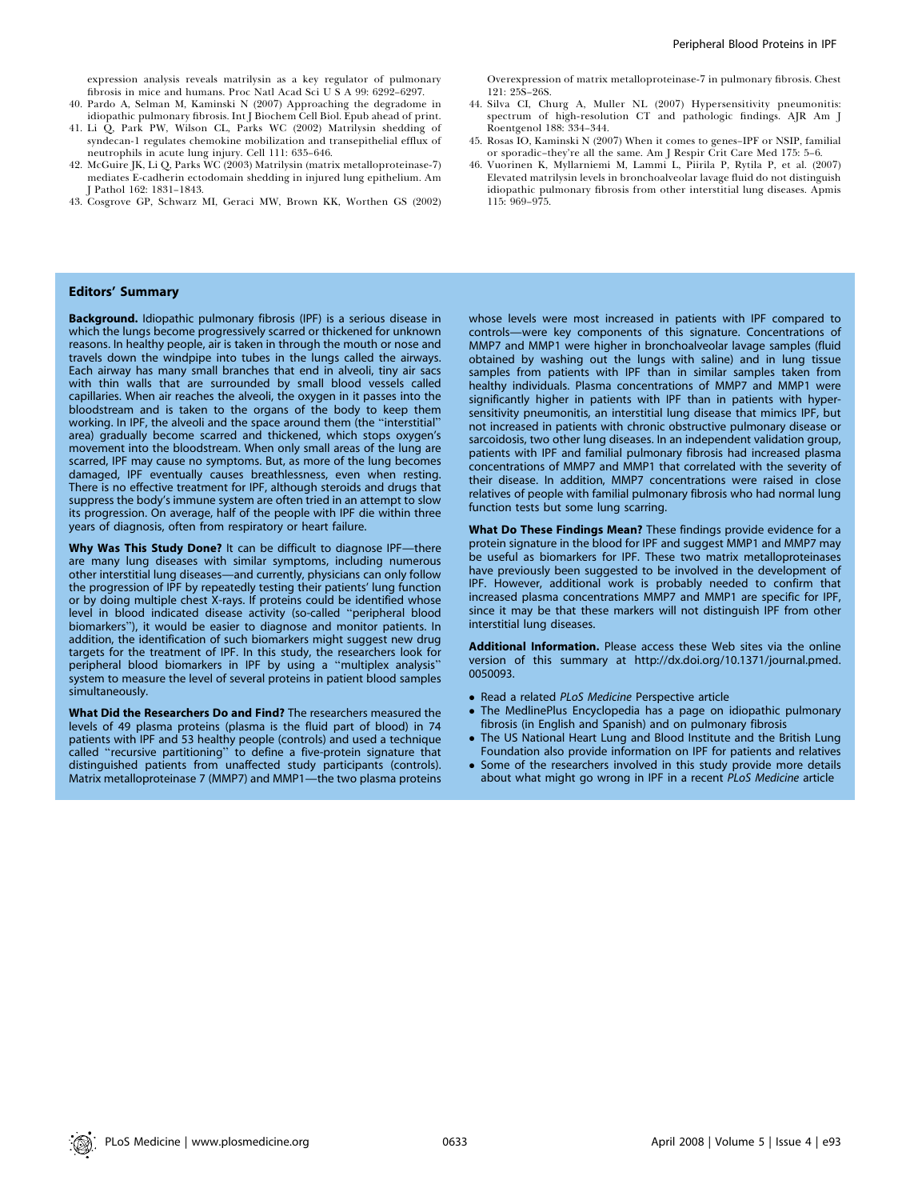expression analysis reveals matrilysin as a key regulator of pulmonary fibrosis in mice and humans. Proc Natl Acad Sci U S A 99: 6292–6297.

40. Pardo A, Selman M, Kaminski N (2007) Approaching the degradome in idiopathic pulmonary fibrosis. Int J Biochem Cell Biol. Epub ahead of print.
41. Li Q, Park PW, Wilson CL, Parks WC (2002) Matrilysin shedding of syndecan-1 regulates chemokine mobilization and transepithelial efflux of neutrophils in acute lung injury. Cell 111: 635–646.
42. McGuire JK, Li Q, Parks WC (2003) Matrilysin (matrix metalloproteinase-7) mediates E-cadherin ectodomain shedding in injured lung epithelium. Am J Pathol 162: 1831–1843.
43. Cosgrove GP, Schwarz MI, Geraci MW, Brown KK, Worthen GS (2002) Overexpression of matrix metalloproteinase-7 in pulmonary fibrosis. Chest 121: 25S–26S.
44. Silva CI, Churg A, Muller NL (2007) Hypersensitivity pneumonitis: spectrum of high-resolution CT and pathologic findings. AJR Am J Roentgenol 188: 334–344.
45. Rosas IO, Kaminski N (2007) When it comes to genes–IPF or NSIP, familial or sporadic–they're all the same. Am J Respir Crit Care Med 175: 5–6.
46. Vuorinen K, Myllarniemi M, Lammi L, Piirila P, Rytila P, et al. (2007) Elevated matrilysin levels in bronchoalveolar lavage fluid do not distinguish idiopathic pulmonary fibrosis from other interstitial lung diseases. Apmis 115: 969–975.

## Editors' Summary

**Background.** Idiopathic pulmonary fibrosis (IPF) is a serious disease in which the lungs become progressively scarred or thickened for unknown reasons. In healthy people, air is taken in through the mouth or nose and travels down the windpipe into tubes in the lungs called the airways. Each airway has many small branches that end in alveoli, tiny air sacs with thin walls that are surrounded by small blood vessels called capillaries. When air reaches the alveoli, the oxygen in it passes into the bloodstream and is taken to the organs of the body to keep them working. In IPF, the alveoli and the space around them (the "interstitial" area) gradually become scarred and thickened, which stops oxygen's movement into the bloodstream. When only small areas of the lung are scarred, IPF may cause no symptoms. But, as more of the lung becomes damaged, IPF eventually causes breathlessness, even when resting. There is no effective treatment for IPF, although steroids and drugs that suppress the body's immune system are often tried in an attempt to slow its progression. On average, half of the people with IPF die within three years of diagnosis, often from respiratory or heart failure.

**Why Was This Study Done?** It can be difficult to diagnose IPF—there are many lung diseases with similar symptoms, including numerous other interstitial lung diseases—and currently, physicians can only follow the progression of IPF by repeatedly testing their patients' lung function or by doing multiple chest X-rays. If proteins could be identified whose level in blood indicated disease activity (so-called "peripheral blood biomarkers"), it would be easier to diagnose and monitor patients. In addition, the identification of such biomarkers might suggest new drug targets for the treatment of IPF. In this study, the researchers look for peripheral blood biomarkers in IPF by using a "multiplex analysis" system to measure the level of several proteins in patient blood samples simultaneously.

**What Did the Researchers Do and Find?** The researchers measured the levels of 49 plasma proteins (plasma is the fluid part of blood) in 74 patients with IPF and 53 healthy people (controls) and used a technique called "recursive partitioning" to define a five-protein signature that distinguished patients from unaffected study participants (controls). Matrix metalloproteinase 7 (MMP7) and MMP1—the two plasma proteins whose levels were most increased in patients with IPF compared to controls—were key components of this signature. Concentrations of MMP7 and MMP1 were higher in bronchoalveolar lavage samples (fluid obtained by washing out the lungs with saline) and in lung tissue samples from patients with IPF than in similar samples taken from healthy individuals. Plasma concentrations of MMP7 and MMP1 were significantly higher in patients with IPF than in patients with hypersensitivity pneumonitis, an interstitial lung disease that mimics IPF, but not increased in patients with chronic obstructive pulmonary disease or sarcoidosis, two other lung diseases. In an independent validation group, patients with IPF and familial pulmonary fibrosis had increased plasma concentrations of MMP7 and MMP1 that correlated with the severity of their disease. In addition, MMP7 concentrations were raised in close relatives of people with familial pulmonary fibrosis who had normal lung function tests but some lung scarring.

**What Do These Findings Mean?** These findings provide evidence for a protein signature in the blood for IPF and suggest MMP1 and MMP7 may be useful as biomarkers for IPF. These two matrix metalloproteinases have previously been suggested to be involved in the development of IPF. However, additional work is probably needed to confirm that increased plasma concentrations MMP7 and MMP1 are specific for IPF, since it may be that these markers will not distinguish IPF from other interstitial lung diseases.

**Additional Information.** Please access these Web sites via the online version of this summary at http://dx.doi.org/10.1371/journal.pmed.0050093.

- Read a related *PLoS Medicine* Perspective article
- The MedlinePlus Encyclopedia has a page on idiopathic pulmonary fibrosis (in English and Spanish) and on pulmonary fibrosis
- The US National Heart Lung and Blood Institute and the British Lung Foundation also provide information on IPF for patients and relatives
- Some of the researchers involved in this study provide more details about what might go wrong in IPF in a recent *PLoS Medicine* article